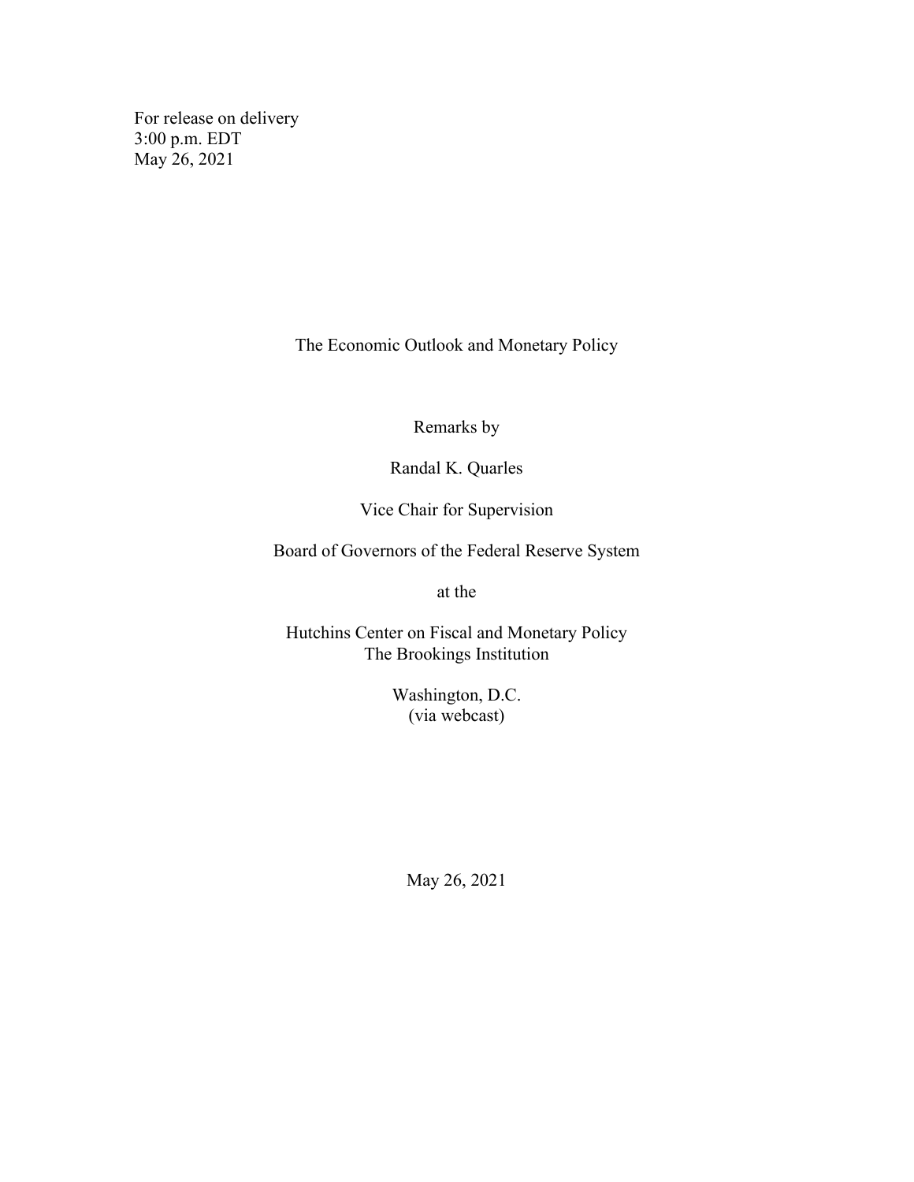For release on delivery
3:00 p.m. EDT
May 26, 2021

# The Economic Outlook and Monetary Policy

Remarks by

Randal K. Quarles

Vice Chair for Supervision

Board of Governors of the Federal Reserve System

at the

Hutchins Center on Fiscal and Monetary Policy
The Brookings Institution

Washington, D.C.
(via webcast)

May 26, 2021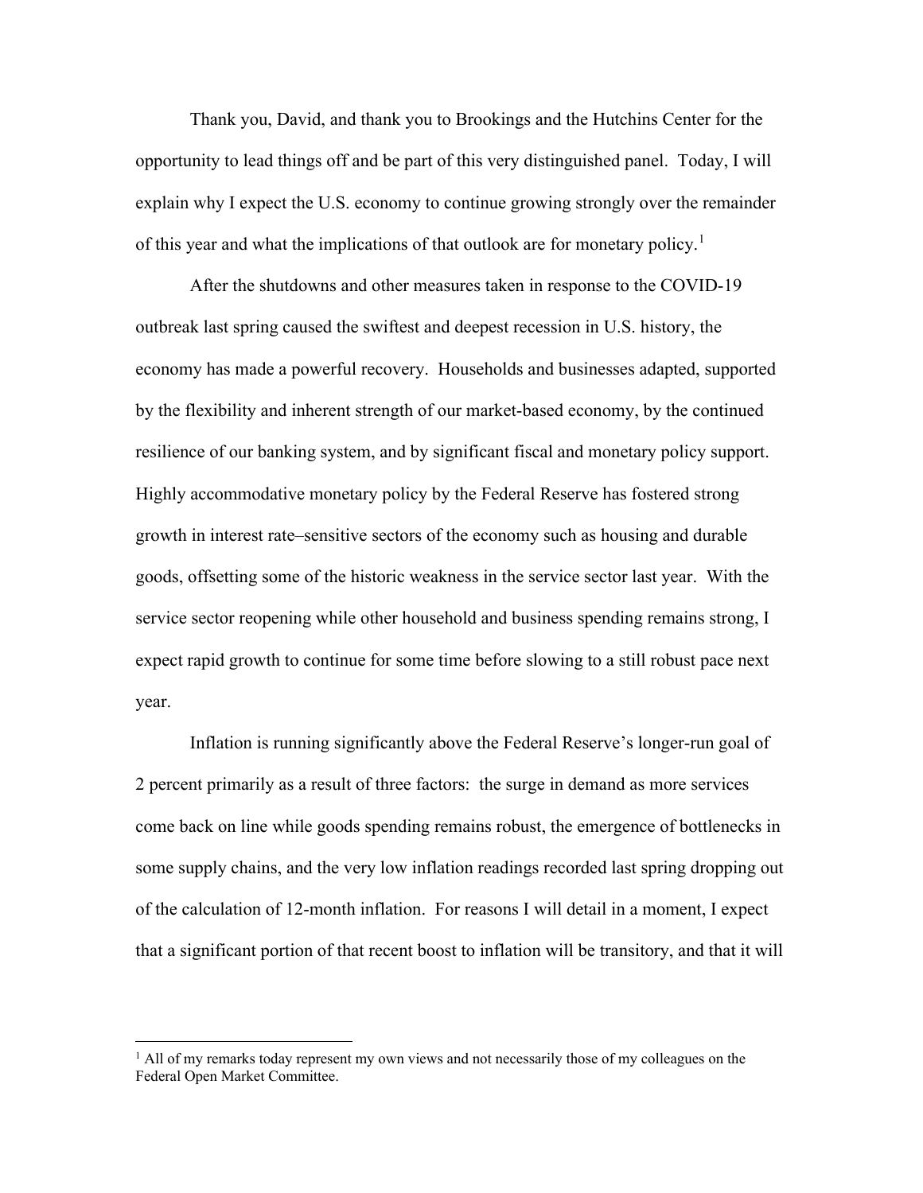Thank you, David, and thank you to Brookings and the Hutchins Center for the opportunity to lead things off and be part of this very distinguished panel. Today, I will explain why I expect the U.S. economy to continue growing strongly over the remainder of this year and what the implications of that outlook are for monetary policy.[1]

After the shutdowns and other measures taken in response to the COVID-19 outbreak last spring caused the swiftest and deepest recession in U.S. history, the economy has made a powerful recovery. Households and businesses adapted, supported by the flexibility and inherent strength of our market-based economy, by the continued resilience of our banking system, and by significant fiscal and monetary policy support. Highly accommodative monetary policy by the Federal Reserve has fostered strong growth in interest rate–sensitive sectors of the economy such as housing and durable goods, offsetting some of the historic weakness in the service sector last year. With the service sector reopening while other household and business spending remains strong, I expect rapid growth to continue for some time before slowing to a still robust pace next year.

Inflation is running significantly above the Federal Reserve's longer-run goal of 2 percent primarily as a result of three factors: the surge in demand as more services come back on line while goods spending remains robust, the emergence of bottlenecks in some supply chains, and the very low inflation readings recorded last spring dropping out of the calculation of 12-month inflation. For reasons I will detail in a moment, I expect that a significant portion of that recent boost to inflation will be transitory, and that it will

[1] All of my remarks today represent my own views and not necessarily those of my colleagues on the Federal Open Market Committee.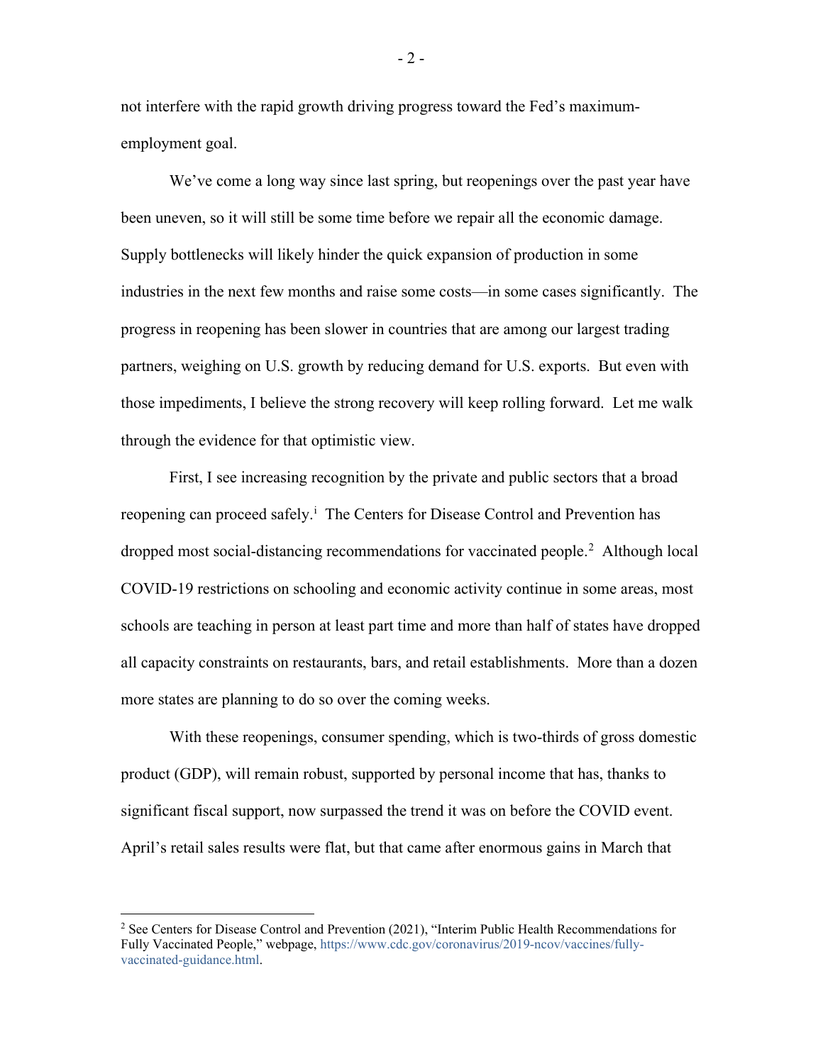not interfere with the rapid growth driving progress toward the Fed's maximum-employment goal.

We've come a long way since last spring, but reopenings over the past year have been uneven, so it will still be some time before we repair all the economic damage. Supply bottlenecks will likely hinder the quick expansion of production in some industries in the next few months and raise some costs—in some cases significantly. The progress in reopening has been slower in countries that are among our largest trading partners, weighing on U.S. growth by reducing demand for U.S. exports. But even with those impediments, I believe the strong recovery will keep rolling forward. Let me walk through the evidence for that optimistic view.

First, I see increasing recognition by the private and public sectors that a broad reopening can proceed safely.[i] The Centers for Disease Control and Prevention has dropped most social-distancing recommendations for vaccinated people.[2] Although local COVID-19 restrictions on schooling and economic activity continue in some areas, most schools are teaching in person at least part time and more than half of states have dropped all capacity constraints on restaurants, bars, and retail establishments. More than a dozen more states are planning to do so over the coming weeks.

With these reopenings, consumer spending, which is two-thirds of gross domestic product (GDP), will remain robust, supported by personal income that has, thanks to significant fiscal support, now surpassed the trend it was on before the COVID event. April's retail sales results were flat, but that came after enormous gains in March that

[2] See Centers for Disease Control and Prevention (2021), "Interim Public Health Recommendations for Fully Vaccinated People," webpage, https://www.cdc.gov/coronavirus/2019-ncov/vaccines/fully-vaccinated-guidance.html.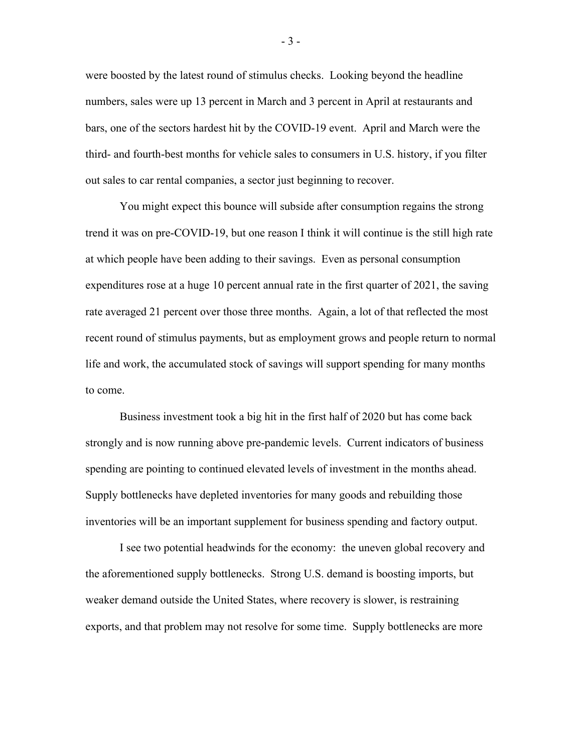were boosted by the latest round of stimulus checks. Looking beyond the headline numbers, sales were up 13 percent in March and 3 percent in April at restaurants and bars, one of the sectors hardest hit by the COVID-19 event. April and March were the third- and fourth-best months for vehicle sales to consumers in U.S. history, if you filter out sales to car rental companies, a sector just beginning to recover.

You might expect this bounce will subside after consumption regains the strong trend it was on pre-COVID-19, but one reason I think it will continue is the still high rate at which people have been adding to their savings. Even as personal consumption expenditures rose at a huge 10 percent annual rate in the first quarter of 2021, the saving rate averaged 21 percent over those three months. Again, a lot of that reflected the most recent round of stimulus payments, but as employment grows and people return to normal life and work, the accumulated stock of savings will support spending for many months to come.

Business investment took a big hit in the first half of 2020 but has come back strongly and is now running above pre-pandemic levels. Current indicators of business spending are pointing to continued elevated levels of investment in the months ahead. Supply bottlenecks have depleted inventories for many goods and rebuilding those inventories will be an important supplement for business spending and factory output.

I see two potential headwinds for the economy: the uneven global recovery and the aforementioned supply bottlenecks. Strong U.S. demand is boosting imports, but weaker demand outside the United States, where recovery is slower, is restraining exports, and that problem may not resolve for some time. Supply bottlenecks are more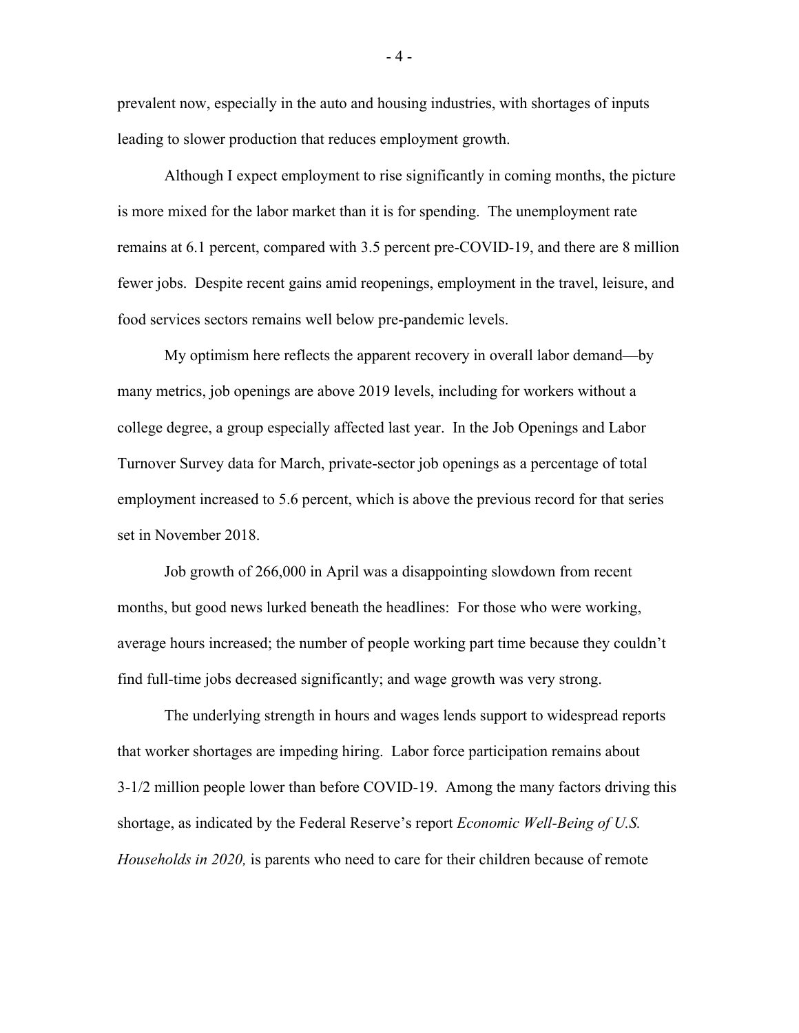prevalent now, especially in the auto and housing industries, with shortages of inputs leading to slower production that reduces employment growth.

Although I expect employment to rise significantly in coming months, the picture is more mixed for the labor market than it is for spending. The unemployment rate remains at 6.1 percent, compared with 3.5 percent pre-COVID-19, and there are 8 million fewer jobs. Despite recent gains amid reopenings, employment in the travel, leisure, and food services sectors remains well below pre-pandemic levels.

My optimism here reflects the apparent recovery in overall labor demand—by many metrics, job openings are above 2019 levels, including for workers without a college degree, a group especially affected last year. In the Job Openings and Labor Turnover Survey data for March, private-sector job openings as a percentage of total employment increased to 5.6 percent, which is above the previous record for that series set in November 2018.

Job growth of 266,000 in April was a disappointing slowdown from recent months, but good news lurked beneath the headlines: For those who were working, average hours increased; the number of people working part time because they couldn't find full-time jobs decreased significantly; and wage growth was very strong.

The underlying strength in hours and wages lends support to widespread reports that worker shortages are impeding hiring. Labor force participation remains about 3-1/2 million people lower than before COVID-19. Among the many factors driving this shortage, as indicated by the Federal Reserve's report *Economic Well-Being of U.S. Households in 2020,* is parents who need to care for their children because of remote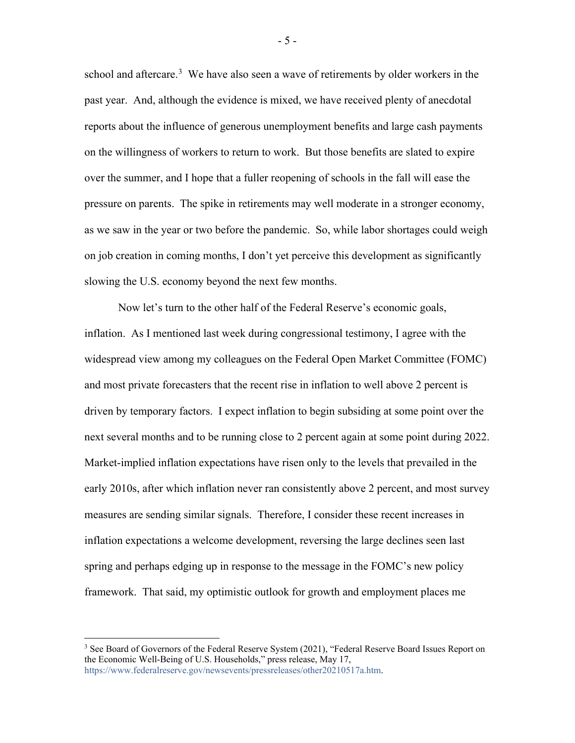school and aftercare.[3] We have also seen a wave of retirements by older workers in the past year. And, although the evidence is mixed, we have received plenty of anecdotal reports about the influence of generous unemployment benefits and large cash payments on the willingness of workers to return to work. But those benefits are slated to expire over the summer, and I hope that a fuller reopening of schools in the fall will ease the pressure on parents. The spike in retirements may well moderate in a stronger economy, as we saw in the year or two before the pandemic. So, while labor shortages could weigh on job creation in coming months, I don't yet perceive this development as significantly slowing the U.S. economy beyond the next few months.

Now let's turn to the other half of the Federal Reserve's economic goals, inflation. As I mentioned last week during congressional testimony, I agree with the widespread view among my colleagues on the Federal Open Market Committee (FOMC) and most private forecasters that the recent rise in inflation to well above 2 percent is driven by temporary factors. I expect inflation to begin subsiding at some point over the next several months and to be running close to 2 percent again at some point during 2022. Market-implied inflation expectations have risen only to the levels that prevailed in the early 2010s, after which inflation never ran consistently above 2 percent, and most survey measures are sending similar signals. Therefore, I consider these recent increases in inflation expectations a welcome development, reversing the large declines seen last spring and perhaps edging up in response to the message in the FOMC's new policy framework. That said, my optimistic outlook for growth and employment places me

[3] See Board of Governors of the Federal Reserve System (2021), "Federal Reserve Board Issues Report on the Economic Well-Being of U.S. Households," press release, May 17, https://www.federalreserve.gov/newsevents/pressreleases/other20210517a.htm.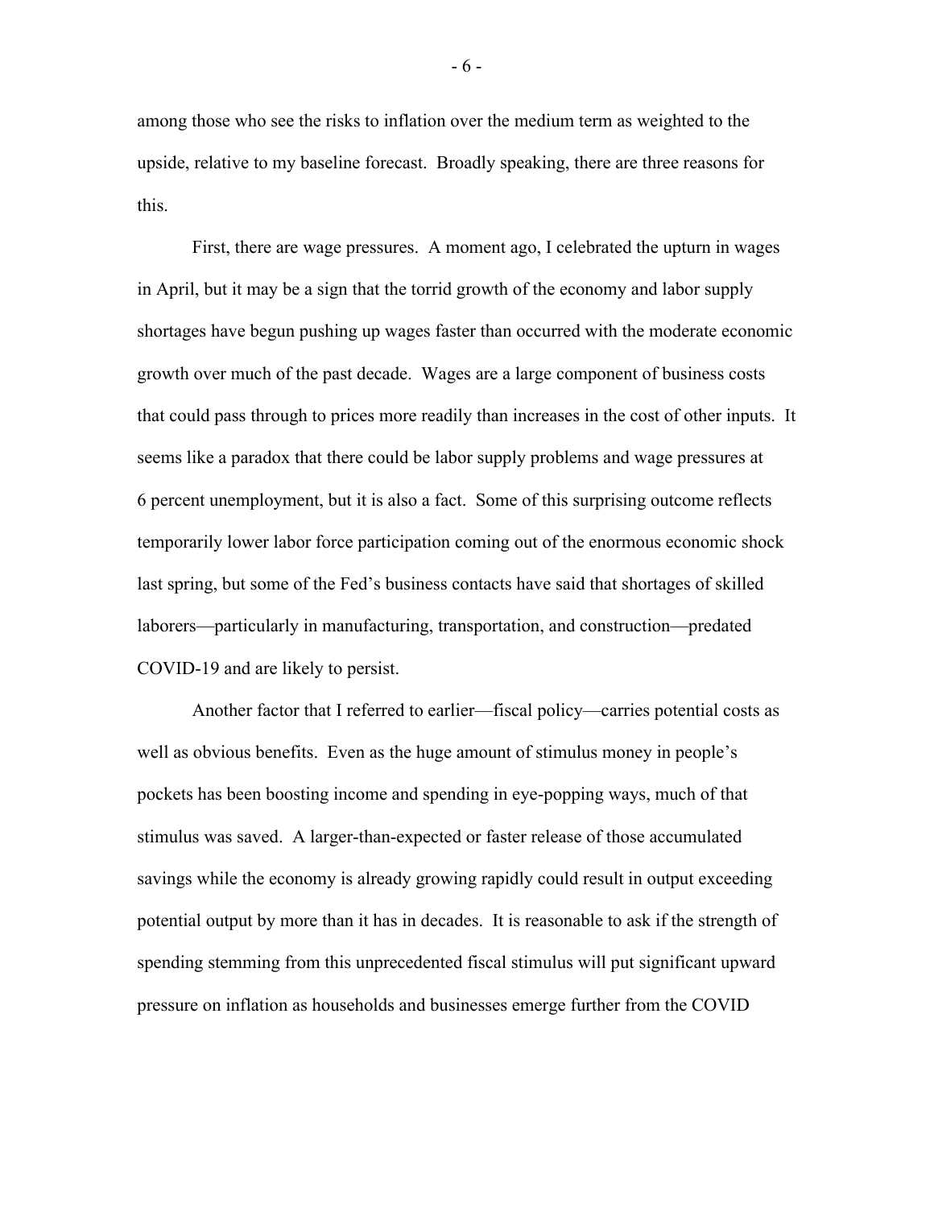among those who see the risks to inflation over the medium term as weighted to the upside, relative to my baseline forecast. Broadly speaking, there are three reasons for this.

First, there are wage pressures. A moment ago, I celebrated the upturn in wages in April, but it may be a sign that the torrid growth of the economy and labor supply shortages have begun pushing up wages faster than occurred with the moderate economic growth over much of the past decade. Wages are a large component of business costs that could pass through to prices more readily than increases in the cost of other inputs. It seems like a paradox that there could be labor supply problems and wage pressures at 6 percent unemployment, but it is also a fact. Some of this surprising outcome reflects temporarily lower labor force participation coming out of the enormous economic shock last spring, but some of the Fed's business contacts have said that shortages of skilled laborers—particularly in manufacturing, transportation, and construction—predated COVID-19 and are likely to persist.

Another factor that I referred to earlier—fiscal policy—carries potential costs as well as obvious benefits. Even as the huge amount of stimulus money in people's pockets has been boosting income and spending in eye-popping ways, much of that stimulus was saved. A larger-than-expected or faster release of those accumulated savings while the economy is already growing rapidly could result in output exceeding potential output by more than it has in decades. It is reasonable to ask if the strength of spending stemming from this unprecedented fiscal stimulus will put significant upward pressure on inflation as households and businesses emerge further from the COVID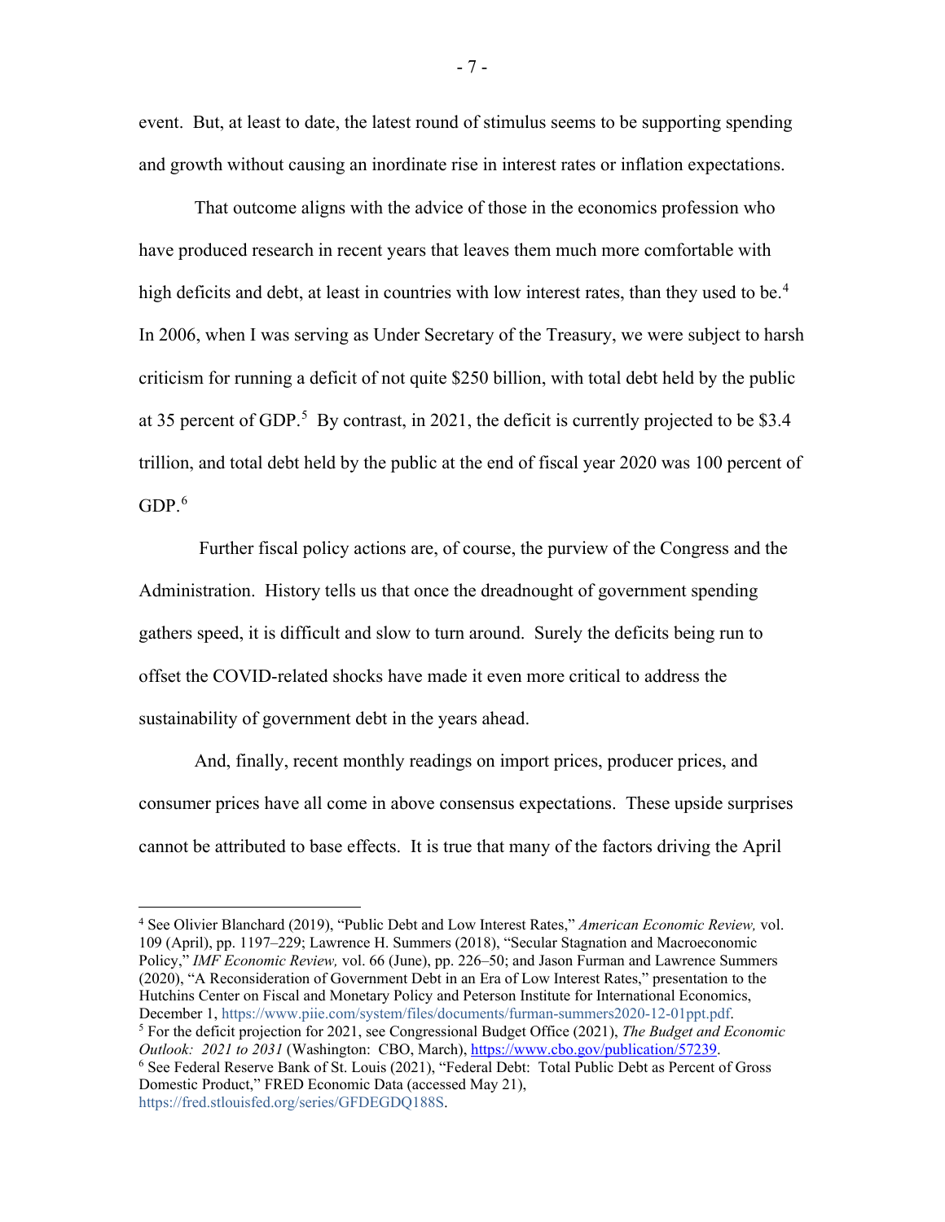event. But, at least to date, the latest round of stimulus seems to be supporting spending and growth without causing an inordinate rise in interest rates or inflation expectations.

That outcome aligns with the advice of those in the economics profession who have produced research in recent years that leaves them much more comfortable with high deficits and debt, at least in countries with low interest rates, than they used to be.[4] In 2006, when I was serving as Under Secretary of the Treasury, we were subject to harsh criticism for running a deficit of not quite $250 billion, with total debt held by the public at 35 percent of GDP.[5] By contrast, in 2021, the deficit is currently projected to be $3.4 trillion, and total debt held by the public at the end of fiscal year 2020 was 100 percent of GDP.[6]

Further fiscal policy actions are, of course, the purview of the Congress and the Administration. History tells us that once the dreadnought of government spending gathers speed, it is difficult and slow to turn around. Surely the deficits being run to offset the COVID-related shocks have made it even more critical to address the sustainability of government debt in the years ahead.

And, finally, recent monthly readings on import prices, producer prices, and consumer prices have all come in above consensus expectations. These upside surprises cannot be attributed to base effects. It is true that many of the factors driving the April

---

[4] See Olivier Blanchard (2019), "Public Debt and Low Interest Rates," *American Economic Review,* vol. 109 (April), pp. 1197–229; Lawrence H. Summers (2018), "Secular Stagnation and Macroeconomic Policy," *IMF Economic Review,* vol. 66 (June), pp. 226–50; and Jason Furman and Lawrence Summers (2020), "A Reconsideration of Government Debt in an Era of Low Interest Rates," presentation to the Hutchins Center on Fiscal and Monetary Policy and Peterson Institute for International Economics, December 1, https://www.piie.com/system/files/documents/furman-summers2020-12-01ppt.pdf.

[5] For the deficit projection for 2021, see Congressional Budget Office (2021), *The Budget and Economic Outlook: 2021 to 2031* (Washington: CBO, March), https://www.cbo.gov/publication/57239.

[6] See Federal Reserve Bank of St. Louis (2021), "Federal Debt: Total Public Debt as Percent of Gross Domestic Product," FRED Economic Data (accessed May 21), https://fred.stlouisfed.org/series/GFDEGDQ188S.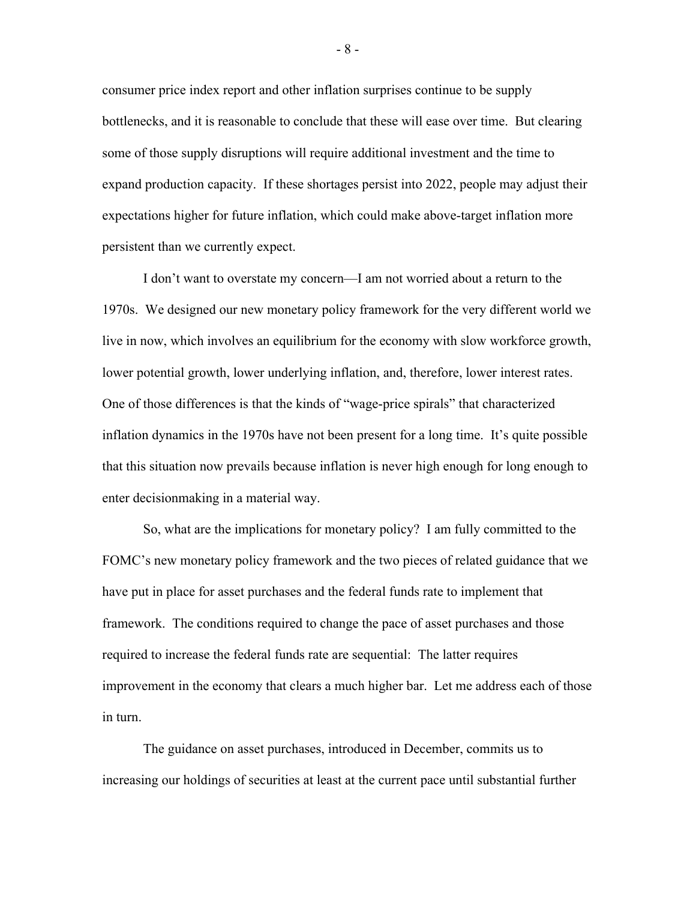consumer price index report and other inflation surprises continue to be supply bottlenecks, and it is reasonable to conclude that these will ease over time. But clearing some of those supply disruptions will require additional investment and the time to expand production capacity. If these shortages persist into 2022, people may adjust their expectations higher for future inflation, which could make above-target inflation more persistent than we currently expect.

I don't want to overstate my concern—I am not worried about a return to the 1970s. We designed our new monetary policy framework for the very different world we live in now, which involves an equilibrium for the economy with slow workforce growth, lower potential growth, lower underlying inflation, and, therefore, lower interest rates. One of those differences is that the kinds of "wage-price spirals" that characterized inflation dynamics in the 1970s have not been present for a long time. It's quite possible that this situation now prevails because inflation is never high enough for long enough to enter decisionmaking in a material way.

So, what are the implications for monetary policy? I am fully committed to the FOMC's new monetary policy framework and the two pieces of related guidance that we have put in place for asset purchases and the federal funds rate to implement that framework. The conditions required to change the pace of asset purchases and those required to increase the federal funds rate are sequential: The latter requires improvement in the economy that clears a much higher bar. Let me address each of those in turn.

The guidance on asset purchases, introduced in December, commits us to increasing our holdings of securities at least at the current pace until substantial further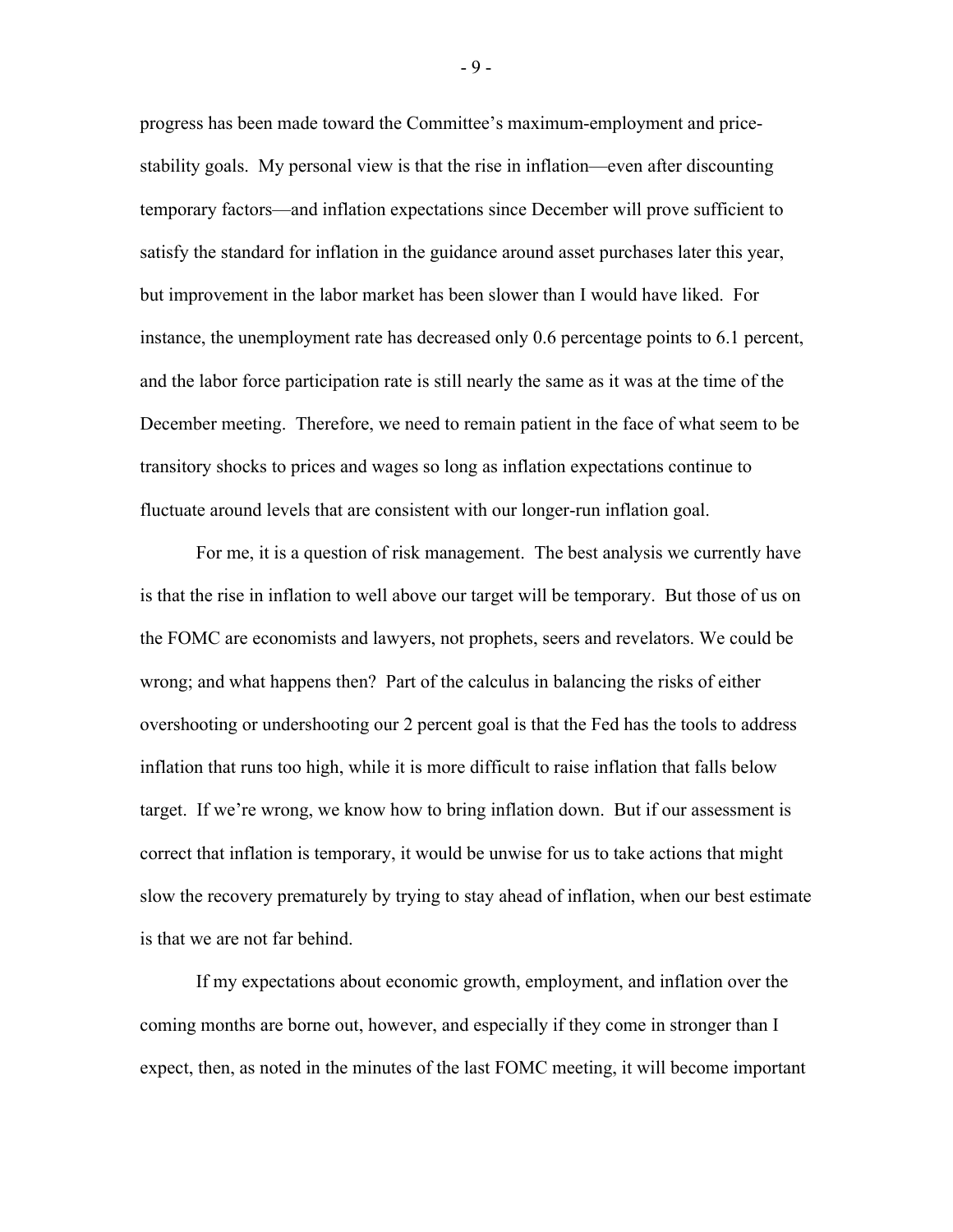progress has been made toward the Committee's maximum-employment and price-stability goals. My personal view is that the rise in inflation—even after discounting temporary factors—and inflation expectations since December will prove sufficient to satisfy the standard for inflation in the guidance around asset purchases later this year, but improvement in the labor market has been slower than I would have liked. For instance, the unemployment rate has decreased only 0.6 percentage points to 6.1 percent, and the labor force participation rate is still nearly the same as it was at the time of the December meeting. Therefore, we need to remain patient in the face of what seem to be transitory shocks to prices and wages so long as inflation expectations continue to fluctuate around levels that are consistent with our longer-run inflation goal.

For me, it is a question of risk management. The best analysis we currently have is that the rise in inflation to well above our target will be temporary. But those of us on the FOMC are economists and lawyers, not prophets, seers and revelators. We could be wrong; and what happens then? Part of the calculus in balancing the risks of either overshooting or undershooting our 2 percent goal is that the Fed has the tools to address inflation that runs too high, while it is more difficult to raise inflation that falls below target. If we're wrong, we know how to bring inflation down. But if our assessment is correct that inflation is temporary, it would be unwise for us to take actions that might slow the recovery prematurely by trying to stay ahead of inflation, when our best estimate is that we are not far behind.

If my expectations about economic growth, employment, and inflation over the coming months are borne out, however, and especially if they come in stronger than I expect, then, as noted in the minutes of the last FOMC meeting, it will become important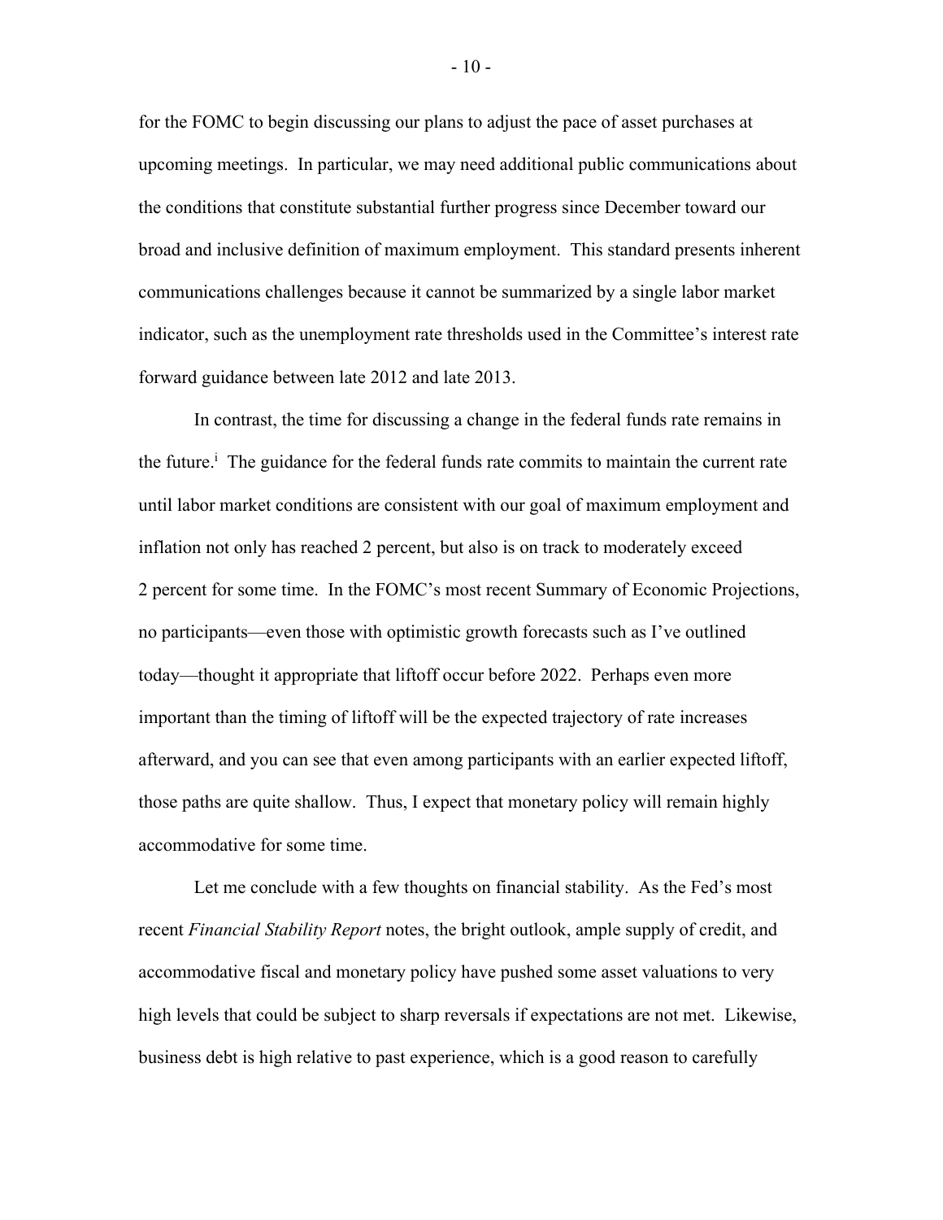for the FOMC to begin discussing our plans to adjust the pace of asset purchases at upcoming meetings. In particular, we may need additional public communications about the conditions that constitute substantial further progress since December toward our broad and inclusive definition of maximum employment. This standard presents inherent communications challenges because it cannot be summarized by a single labor market indicator, such as the unemployment rate thresholds used in the Committee's interest rate forward guidance between late 2012 and late 2013.

In contrast, the time for discussing a change in the federal funds rate remains in the future.[i] The guidance for the federal funds rate commits to maintain the current rate until labor market conditions are consistent with our goal of maximum employment and inflation not only has reached 2 percent, but also is on track to moderately exceed 2 percent for some time. In the FOMC's most recent Summary of Economic Projections, no participants—even those with optimistic growth forecasts such as I've outlined today—thought it appropriate that liftoff occur before 2022. Perhaps even more important than the timing of liftoff will be the expected trajectory of rate increases afterward, and you can see that even among participants with an earlier expected liftoff, those paths are quite shallow. Thus, I expect that monetary policy will remain highly accommodative for some time.

Let me conclude with a few thoughts on financial stability. As the Fed's most recent *Financial Stability Report* notes, the bright outlook, ample supply of credit, and accommodative fiscal and monetary policy have pushed some asset valuations to very high levels that could be subject to sharp reversals if expectations are not met. Likewise, business debt is high relative to past experience, which is a good reason to carefully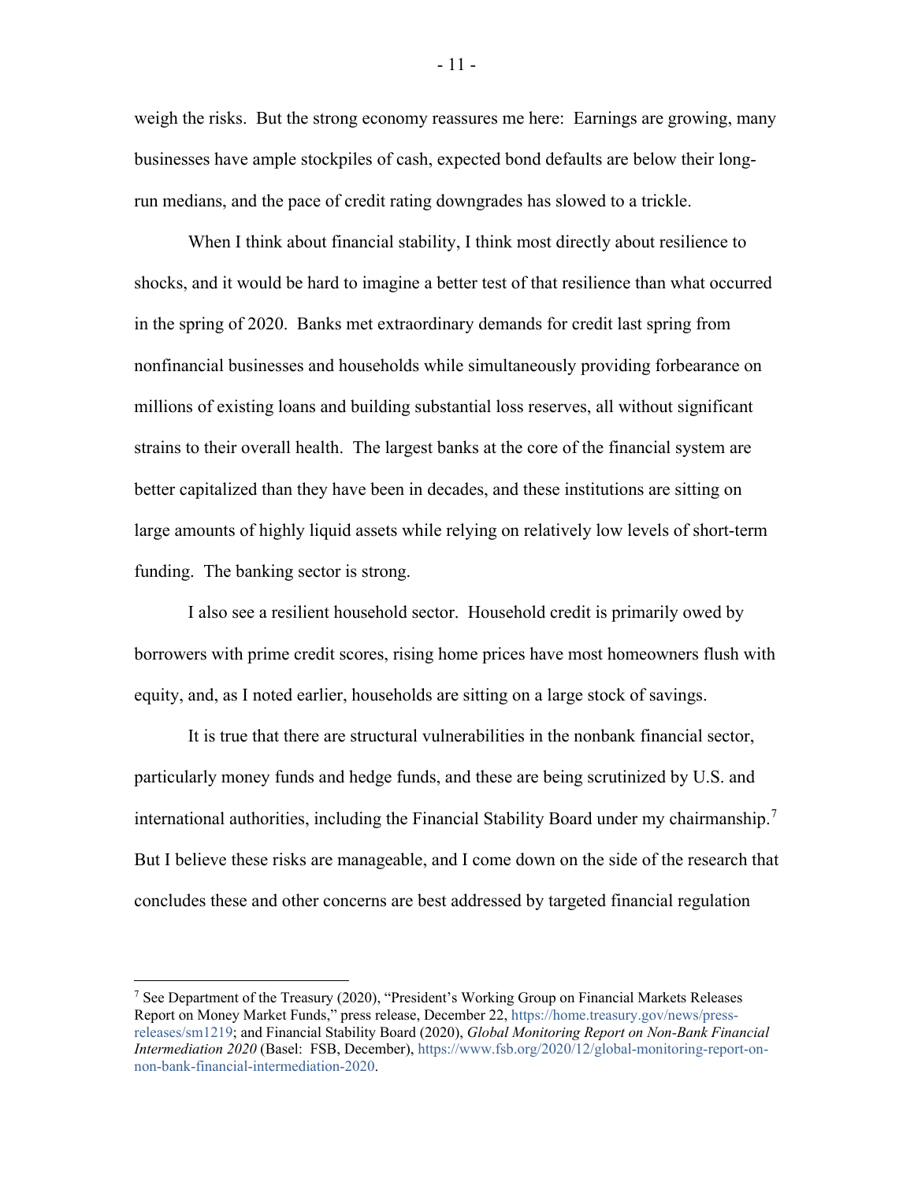weigh the risks. But the strong economy reassures me here: Earnings are growing, many businesses have ample stockpiles of cash, expected bond defaults are below their long-run medians, and the pace of credit rating downgrades has slowed to a trickle.

When I think about financial stability, I think most directly about resilience to shocks, and it would be hard to imagine a better test of that resilience than what occurred in the spring of 2020. Banks met extraordinary demands for credit last spring from nonfinancial businesses and households while simultaneously providing forbearance on millions of existing loans and building substantial loss reserves, all without significant strains to their overall health. The largest banks at the core of the financial system are better capitalized than they have been in decades, and these institutions are sitting on large amounts of highly liquid assets while relying on relatively low levels of short-term funding. The banking sector is strong.

I also see a resilient household sector. Household credit is primarily owed by borrowers with prime credit scores, rising home prices have most homeowners flush with equity, and, as I noted earlier, households are sitting on a large stock of savings.

It is true that there are structural vulnerabilities in the nonbank financial sector, particularly money funds and hedge funds, and these are being scrutinized by U.S. and international authorities, including the Financial Stability Board under my chairmanship.[7] But I believe these risks are manageable, and I come down on the side of the research that concludes these and other concerns are best addressed by targeted financial regulation

---

[7] See Department of the Treasury (2020), "President's Working Group on Financial Markets Releases Report on Money Market Funds," press release, December 22, https://home.treasury.gov/news/press-releases/sm1219; and Financial Stability Board (2020), *Global Monitoring Report on Non-Bank Financial Intermediation 2020* (Basel: FSB, December), https://www.fsb.org/2020/12/global-monitoring-report-on-non-bank-financial-intermediation-2020.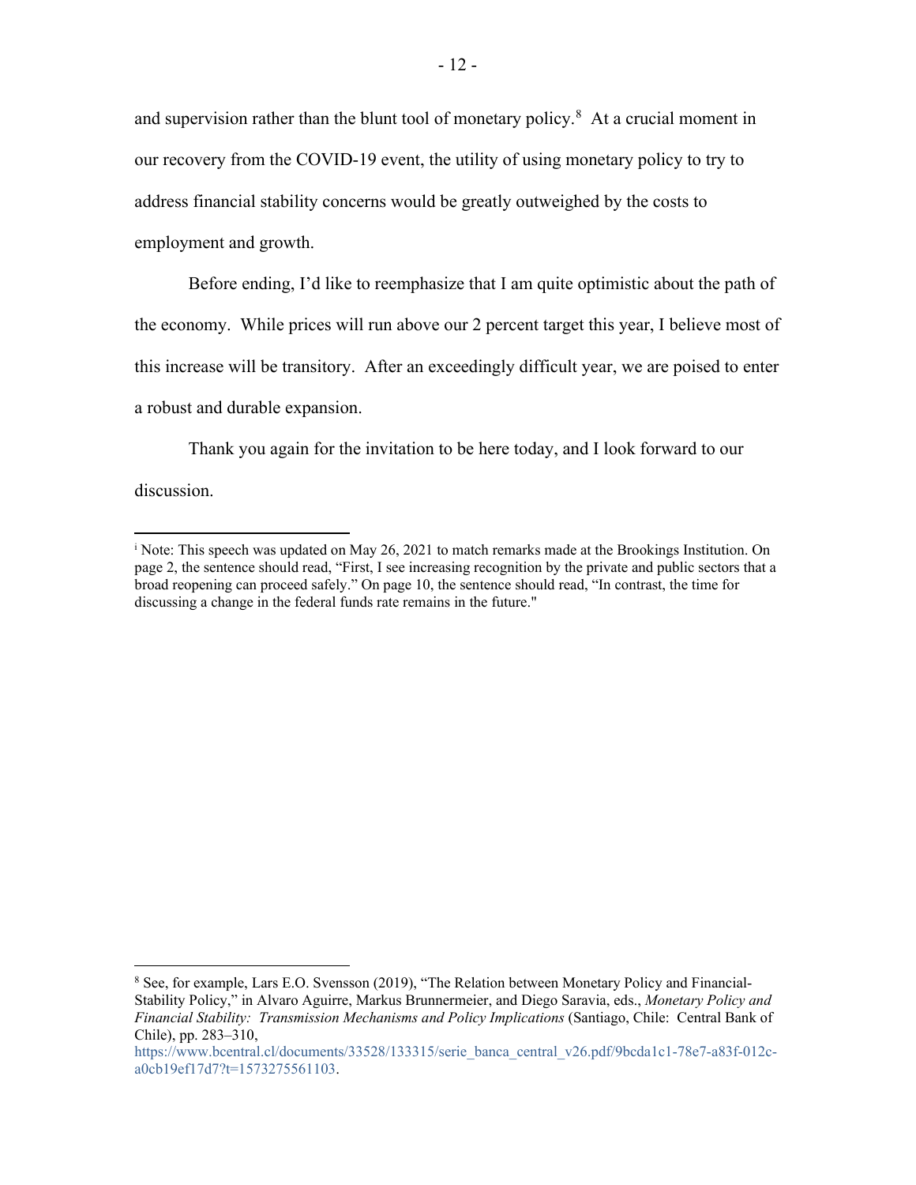and supervision rather than the blunt tool of monetary policy.[8] At a crucial moment in our recovery from the COVID-19 event, the utility of using monetary policy to try to address financial stability concerns would be greatly outweighed by the costs to employment and growth.

Before ending, I'd like to reemphasize that I am quite optimistic about the path of the economy. While prices will run above our 2 percent target this year, I believe most of this increase will be transitory. After an exceedingly difficult year, we are poised to enter a robust and durable expansion.

Thank you again for the invitation to be here today, and I look forward to our discussion.

---

[i] Note: This speech was updated on May 26, 2021 to match remarks made at the Brookings Institution. On page 2, the sentence should read, "First, I see increasing recognition by the private and public sectors that a broad reopening can proceed safely." On page 10, the sentence should read, "In contrast, the time for discussing a change in the federal funds rate remains in the future."

---

[8] See, for example, Lars E.O. Svensson (2019), "The Relation between Monetary Policy and Financial-Stability Policy," in Alvaro Aguirre, Markus Brunnermeier, and Diego Saravia, eds., *Monetary Policy and Financial Stability: Transmission Mechanisms and Policy Implications* (Santiago, Chile: Central Bank of Chile), pp. 283–310, https://www.bcentral.cl/documents/33528/133315/serie_banca_central_v26.pdf/9bcda1c1-78e7-a83f-012c-a0cb19ef17d7?t=1573275561103.